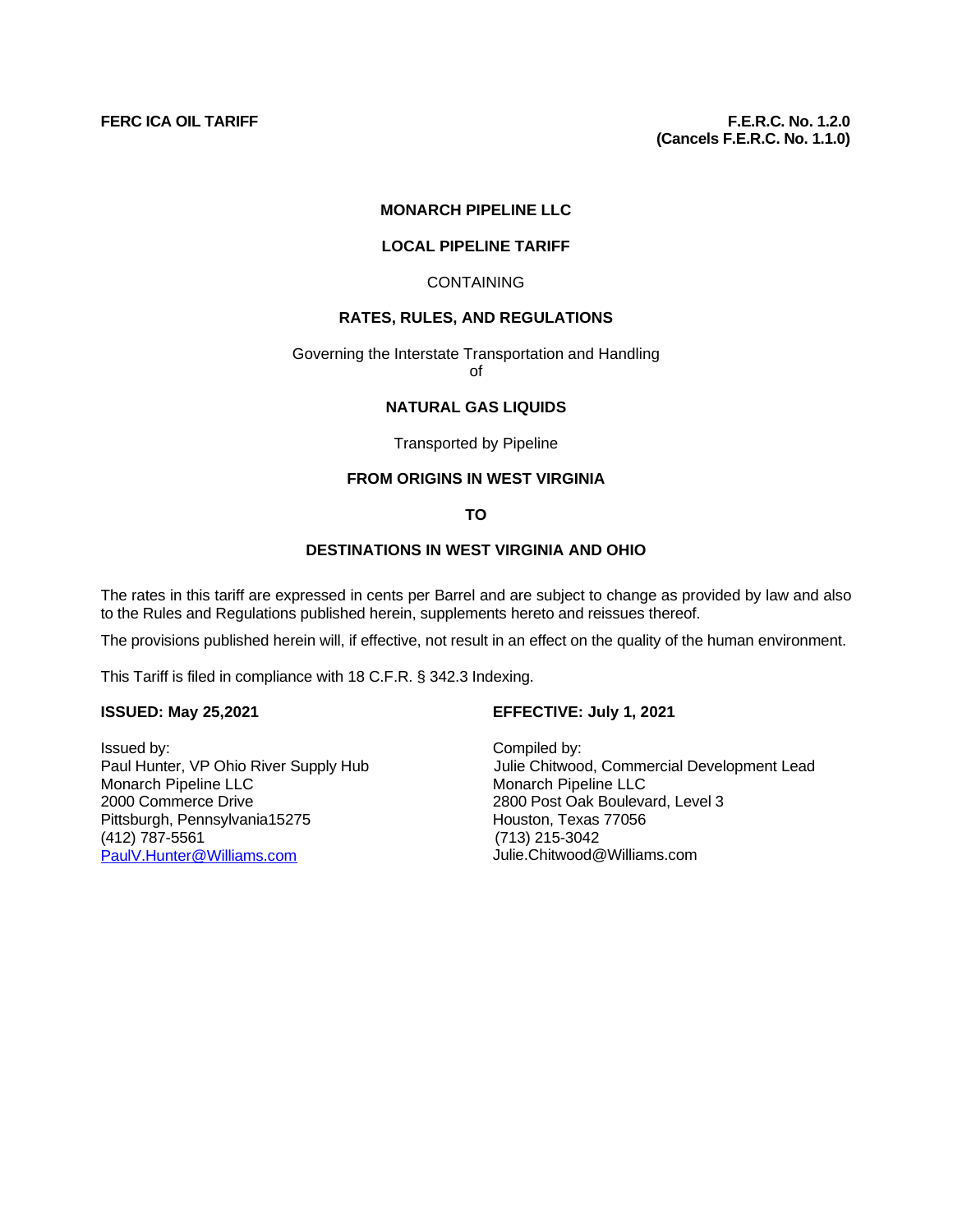**FERC ICA OIL TARIFF**

**F.E.R.C. No. 1.2.0**
**(Cancels F.E.R.C. No. 1.1.0)**

**MONARCH PIPELINE LLC**

**LOCAL PIPELINE TARIFF**

CONTAINING

**RATES, RULES, AND REGULATIONS**

Governing the Interstate Transportation and Handling
of

**NATURAL GAS LIQUIDS**

Transported by Pipeline

**FROM ORIGINS IN WEST VIRGINIA**

**TO**

**DESTINATIONS IN WEST VIRGINIA AND OHIO**

The rates in this tariff are expressed in cents per Barrel and are subject to change as provided by law and also to the Rules and Regulations published herein, supplements hereto and reissues thereof.

The provisions published herein will, if effective, not result in an effect on the quality of the human environment.

This Tariff is filed in compliance with 18 C.F.R. § 342.3 Indexing.

**ISSUED: May 25,2021**

**EFFECTIVE: July 1, 2021**

Issued by:
Paul Hunter, VP Ohio River Supply Hub
Monarch Pipeline LLC
2000 Commerce Drive
Pittsburgh, Pennsylvania15275
(412) 787-5561
PaulV.Hunter@Williams.com

Compiled by:
Julie Chitwood, Commercial Development Lead
Monarch Pipeline LLC
2800 Post Oak Boulevard, Level 3
Houston, Texas 77056
(713) 215-3042
Julie.Chitwood@Williams.com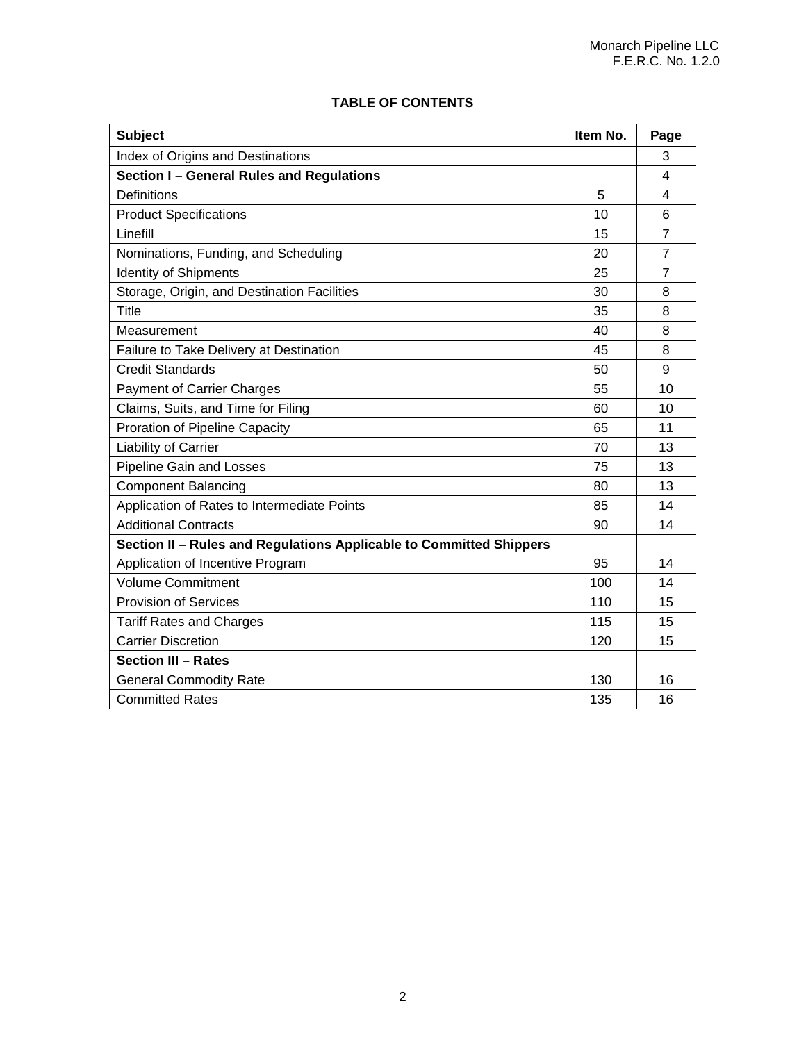# TABLE OF CONTENTS

| Subject | Item No. | Page |
|---|---|---|
| Index of Origins and Destinations | | 3 |
| **Section I – General Rules and Regulations** | | 4 |
| Definitions | 5 | 4 |
| Product Specifications | 10 | 6 |
| Linefill | 15 | 7 |
| Nominations, Funding, and Scheduling | 20 | 7 |
| Identity of Shipments | 25 | 7 |
| Storage, Origin, and Destination Facilities | 30 | 8 |
| Title | 35 | 8 |
| Measurement | 40 | 8 |
| Failure to Take Delivery at Destination | 45 | 8 |
| Credit Standards | 50 | 9 |
| Payment of Carrier Charges | 55 | 10 |
| Claims, Suits, and Time for Filing | 60 | 10 |
| Proration of Pipeline Capacity | 65 | 11 |
| Liability of Carrier | 70 | 13 |
| Pipeline Gain and Losses | 75 | 13 |
| Component Balancing | 80 | 13 |
| Application of Rates to Intermediate Points | 85 | 14 |
| Additional Contracts | 90 | 14 |
| **Section II – Rules and Regulations Applicable to Committed Shippers** | | |
| Application of Incentive Program | 95 | 14 |
| Volume Commitment | 100 | 14 |
| Provision of Services | 110 | 15 |
| Tariff Rates and Charges | 115 | 15 |
| Carrier Discretion | 120 | 15 |
| **Section III – Rates** | | |
| General Commodity Rate | 130 | 16 |
| Committed Rates | 135 | 16 |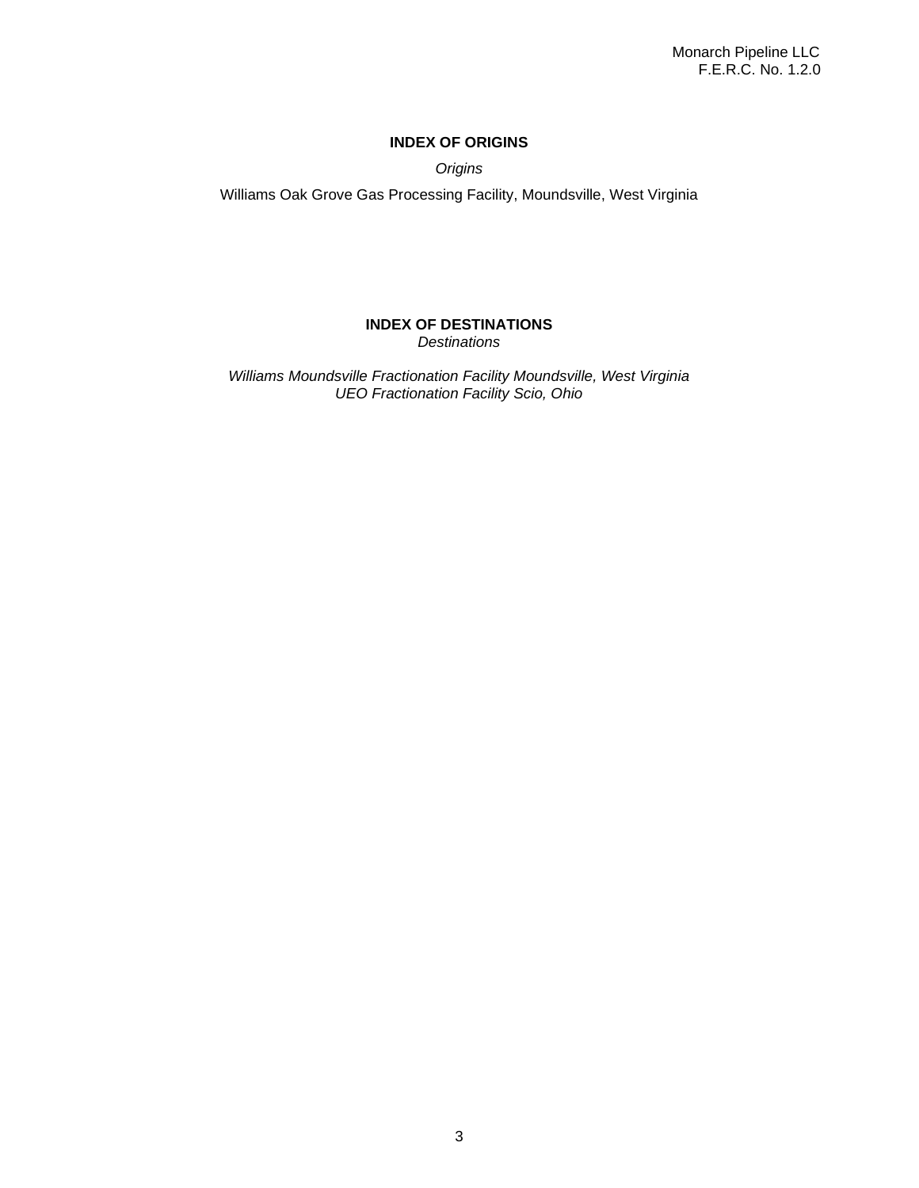## INDEX OF ORIGINS

*Origins*

Williams Oak Grove Gas Processing Facility, Moundsville, West Virginia

## INDEX OF DESTINATIONS

*Destinations*

*Williams Moundsville Fractionation Facility Moundsville, West Virginia*
*UEO Fractionation Facility Scio, Ohio*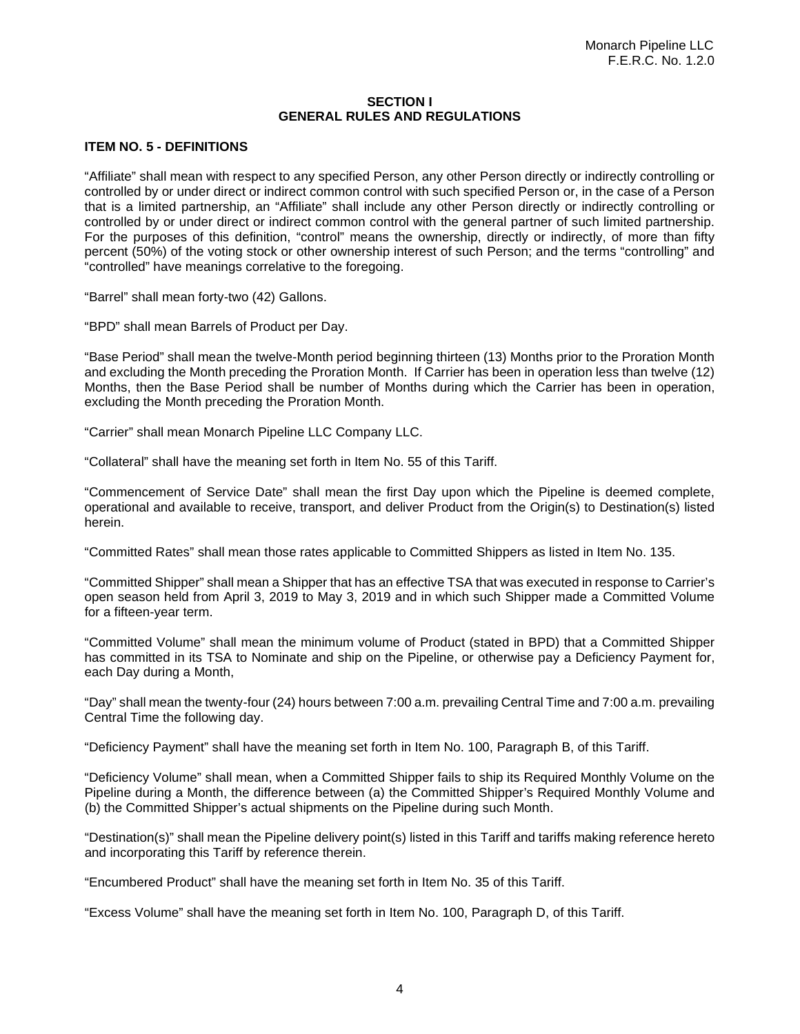## SECTION I
## GENERAL RULES AND REGULATIONS

### ITEM NO. 5 - DEFINITIONS

"Affiliate" shall mean with respect to any specified Person, any other Person directly or indirectly controlling or controlled by or under direct or indirect common control with such specified Person or, in the case of a Person that is a limited partnership, an "Affiliate" shall include any other Person directly or indirectly controlling or controlled by or under direct or indirect common control with the general partner of such limited partnership. For the purposes of this definition, "control" means the ownership, directly or indirectly, of more than fifty percent (50%) of the voting stock or other ownership interest of such Person; and the terms "controlling" and "controlled" have meanings correlative to the foregoing.

"Barrel" shall mean forty-two (42) Gallons.

"BPD" shall mean Barrels of Product per Day.

"Base Period" shall mean the twelve-Month period beginning thirteen (13) Months prior to the Proration Month and excluding the Month preceding the Proration Month. If Carrier has been in operation less than twelve (12) Months, then the Base Period shall be number of Months during which the Carrier has been in operation, excluding the Month preceding the Proration Month.

"Carrier" shall mean Monarch Pipeline LLC Company LLC.

"Collateral" shall have the meaning set forth in Item No. 55 of this Tariff.

"Commencement of Service Date" shall mean the first Day upon which the Pipeline is deemed complete, operational and available to receive, transport, and deliver Product from the Origin(s) to Destination(s) listed herein.

"Committed Rates" shall mean those rates applicable to Committed Shippers as listed in Item No. 135.

"Committed Shipper" shall mean a Shipper that has an effective TSA that was executed in response to Carrier's open season held from April 3, 2019 to May 3, 2019 and in which such Shipper made a Committed Volume for a fifteen-year term.

"Committed Volume" shall mean the minimum volume of Product (stated in BPD) that a Committed Shipper has committed in its TSA to Nominate and ship on the Pipeline, or otherwise pay a Deficiency Payment for, each Day during a Month,

"Day" shall mean the twenty-four (24) hours between 7:00 a.m. prevailing Central Time and 7:00 a.m. prevailing Central Time the following day.

"Deficiency Payment" shall have the meaning set forth in Item No. 100, Paragraph B, of this Tariff.

"Deficiency Volume" shall mean, when a Committed Shipper fails to ship its Required Monthly Volume on the Pipeline during a Month, the difference between (a) the Committed Shipper's Required Monthly Volume and (b) the Committed Shipper's actual shipments on the Pipeline during such Month.

"Destination(s)" shall mean the Pipeline delivery point(s) listed in this Tariff and tariffs making reference hereto and incorporating this Tariff by reference therein.

"Encumbered Product" shall have the meaning set forth in Item No. 35 of this Tariff.

"Excess Volume" shall have the meaning set forth in Item No. 100, Paragraph D, of this Tariff.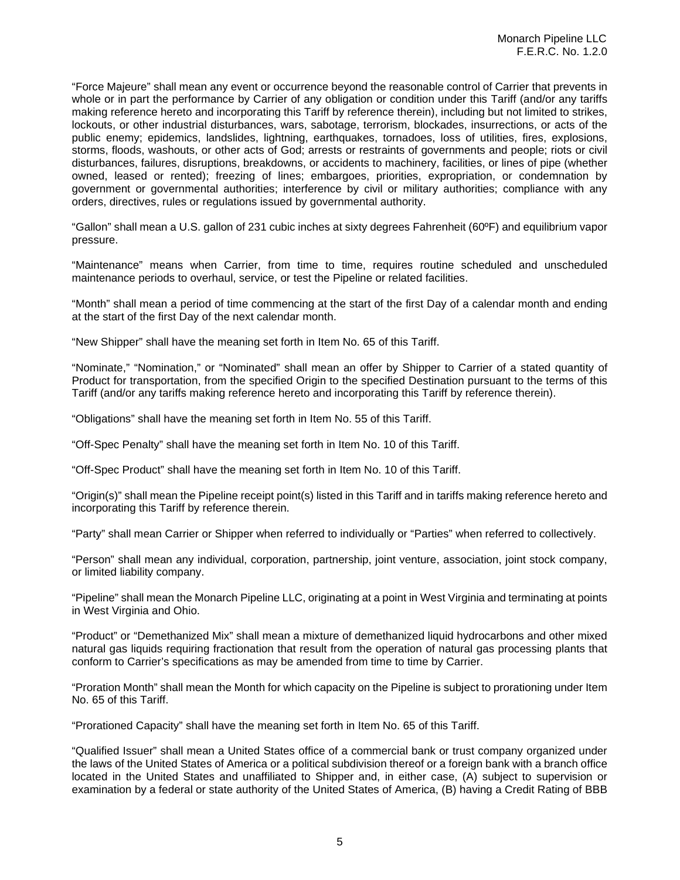"Force Majeure" shall mean any event or occurrence beyond the reasonable control of Carrier that prevents in whole or in part the performance by Carrier of any obligation or condition under this Tariff (and/or any tariffs making reference hereto and incorporating this Tariff by reference therein), including but not limited to strikes, lockouts, or other industrial disturbances, wars, sabotage, terrorism, blockades, insurrections, or acts of the public enemy; epidemics, landslides, lightning, earthquakes, tornadoes, loss of utilities, fires, explosions, storms, floods, washouts, or other acts of God; arrests or restraints of governments and people; riots or civil disturbances, failures, disruptions, breakdowns, or accidents to machinery, facilities, or lines of pipe (whether owned, leased or rented); freezing of lines; embargoes, priorities, expropriation, or condemnation by government or governmental authorities; interference by civil or military authorities; compliance with any orders, directives, rules or regulations issued by governmental authority.

"Gallon" shall mean a U.S. gallon of 231 cubic inches at sixty degrees Fahrenheit (60ºF) and equilibrium vapor pressure.

"Maintenance" means when Carrier, from time to time, requires routine scheduled and unscheduled maintenance periods to overhaul, service, or test the Pipeline or related facilities.

"Month" shall mean a period of time commencing at the start of the first Day of a calendar month and ending at the start of the first Day of the next calendar month.

"New Shipper" shall have the meaning set forth in Item No. 65 of this Tariff.

"Nominate," "Nomination," or "Nominated" shall mean an offer by Shipper to Carrier of a stated quantity of Product for transportation, from the specified Origin to the specified Destination pursuant to the terms of this Tariff (and/or any tariffs making reference hereto and incorporating this Tariff by reference therein).

"Obligations" shall have the meaning set forth in Item No. 55 of this Tariff.

"Off-Spec Penalty" shall have the meaning set forth in Item No. 10 of this Tariff.

"Off-Spec Product" shall have the meaning set forth in Item No. 10 of this Tariff.

"Origin(s)" shall mean the Pipeline receipt point(s) listed in this Tariff and in tariffs making reference hereto and incorporating this Tariff by reference therein.

"Party" shall mean Carrier or Shipper when referred to individually or "Parties" when referred to collectively.

"Person" shall mean any individual, corporation, partnership, joint venture, association, joint stock company, or limited liability company.

"Pipeline" shall mean the Monarch Pipeline LLC, originating at a point in West Virginia and terminating at points in West Virginia and Ohio.

"Product" or "Demethanized Mix" shall mean a mixture of demethanized liquid hydrocarbons and other mixed natural gas liquids requiring fractionation that result from the operation of natural gas processing plants that conform to Carrier's specifications as may be amended from time to time by Carrier.

"Proration Month" shall mean the Month for which capacity on the Pipeline is subject to prorationing under Item No. 65 of this Tariff.

"Prorationed Capacity" shall have the meaning set forth in Item No. 65 of this Tariff.

"Qualified Issuer" shall mean a United States office of a commercial bank or trust company organized under the laws of the United States of America or a political subdivision thereof or a foreign bank with a branch office located in the United States and unaffiliated to Shipper and, in either case, (A) subject to supervision or examination by a federal or state authority of the United States of America, (B) having a Credit Rating of BBB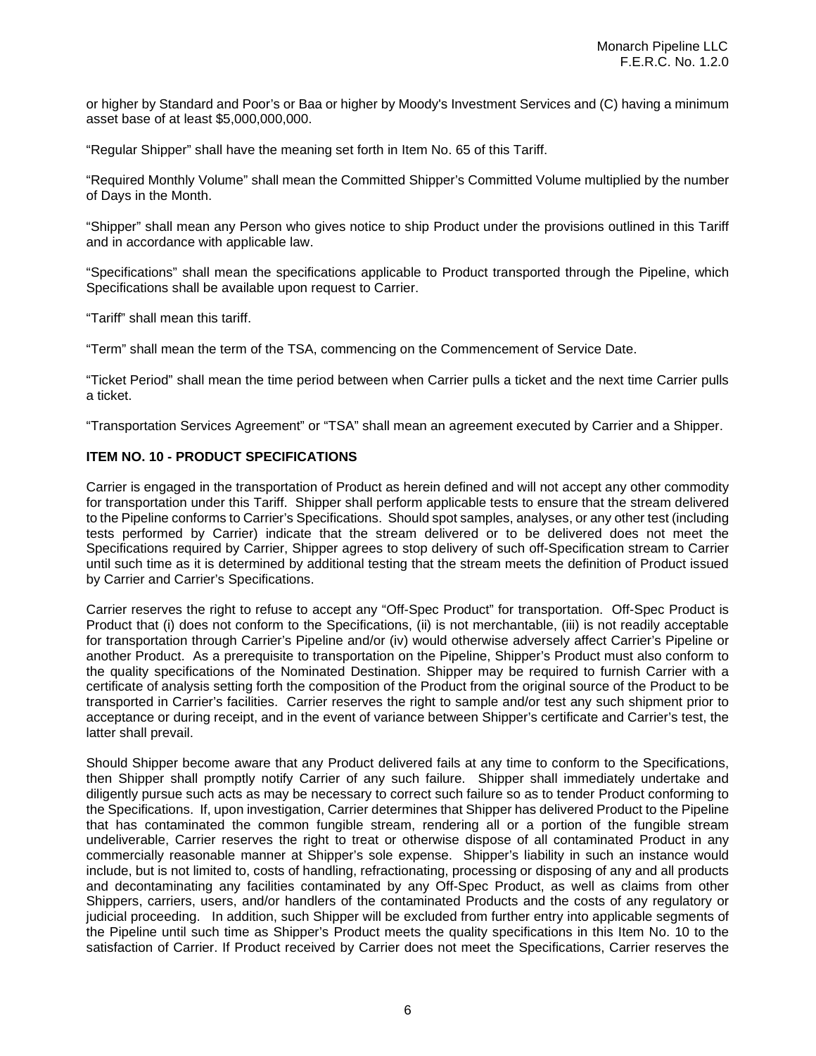or higher by Standard and Poor's or Baa or higher by Moody's Investment Services and (C) having a minimum asset base of at least $5,000,000,000.

"Regular Shipper" shall have the meaning set forth in Item No. 65 of this Tariff.

"Required Monthly Volume" shall mean the Committed Shipper's Committed Volume multiplied by the number of Days in the Month.

"Shipper" shall mean any Person who gives notice to ship Product under the provisions outlined in this Tariff and in accordance with applicable law.

"Specifications" shall mean the specifications applicable to Product transported through the Pipeline, which Specifications shall be available upon request to Carrier.

"Tariff" shall mean this tariff.

"Term" shall mean the term of the TSA, commencing on the Commencement of Service Date.

"Ticket Period" shall mean the time period between when Carrier pulls a ticket and the next time Carrier pulls a ticket.

"Transportation Services Agreement" or "TSA" shall mean an agreement executed by Carrier and a Shipper.

**ITEM NO. 10 - PRODUCT SPECIFICATIONS**

Carrier is engaged in the transportation of Product as herein defined and will not accept any other commodity for transportation under this Tariff. Shipper shall perform applicable tests to ensure that the stream delivered to the Pipeline conforms to Carrier's Specifications. Should spot samples, analyses, or any other test (including tests performed by Carrier) indicate that the stream delivered or to be delivered does not meet the Specifications required by Carrier, Shipper agrees to stop delivery of such off-Specification stream to Carrier until such time as it is determined by additional testing that the stream meets the definition of Product issued by Carrier and Carrier's Specifications.

Carrier reserves the right to refuse to accept any "Off-Spec Product" for transportation. Off-Spec Product is Product that (i) does not conform to the Specifications, (ii) is not merchantable, (iii) is not readily acceptable for transportation through Carrier's Pipeline and/or (iv) would otherwise adversely affect Carrier's Pipeline or another Product. As a prerequisite to transportation on the Pipeline, Shipper's Product must also conform to the quality specifications of the Nominated Destination. Shipper may be required to furnish Carrier with a certificate of analysis setting forth the composition of the Product from the original source of the Product to be transported in Carrier's facilities. Carrier reserves the right to sample and/or test any such shipment prior to acceptance or during receipt, and in the event of variance between Shipper's certificate and Carrier's test, the latter shall prevail.

Should Shipper become aware that any Product delivered fails at any time to conform to the Specifications, then Shipper shall promptly notify Carrier of any such failure. Shipper shall immediately undertake and diligently pursue such acts as may be necessary to correct such failure so as to tender Product conforming to the Specifications. If, upon investigation, Carrier determines that Shipper has delivered Product to the Pipeline that has contaminated the common fungible stream, rendering all or a portion of the fungible stream undeliverable, Carrier reserves the right to treat or otherwise dispose of all contaminated Product in any commercially reasonable manner at Shipper's sole expense. Shipper's liability in such an instance would include, but is not limited to, costs of handling, refractionating, processing or disposing of any and all products and decontaminating any facilities contaminated by any Off-Spec Product, as well as claims from other Shippers, carriers, users, and/or handlers of the contaminated Products and the costs of any regulatory or judicial proceeding. In addition, such Shipper will be excluded from further entry into applicable segments of the Pipeline until such time as Shipper's Product meets the quality specifications in this Item No. 10 to the satisfaction of Carrier. If Product received by Carrier does not meet the Specifications, Carrier reserves the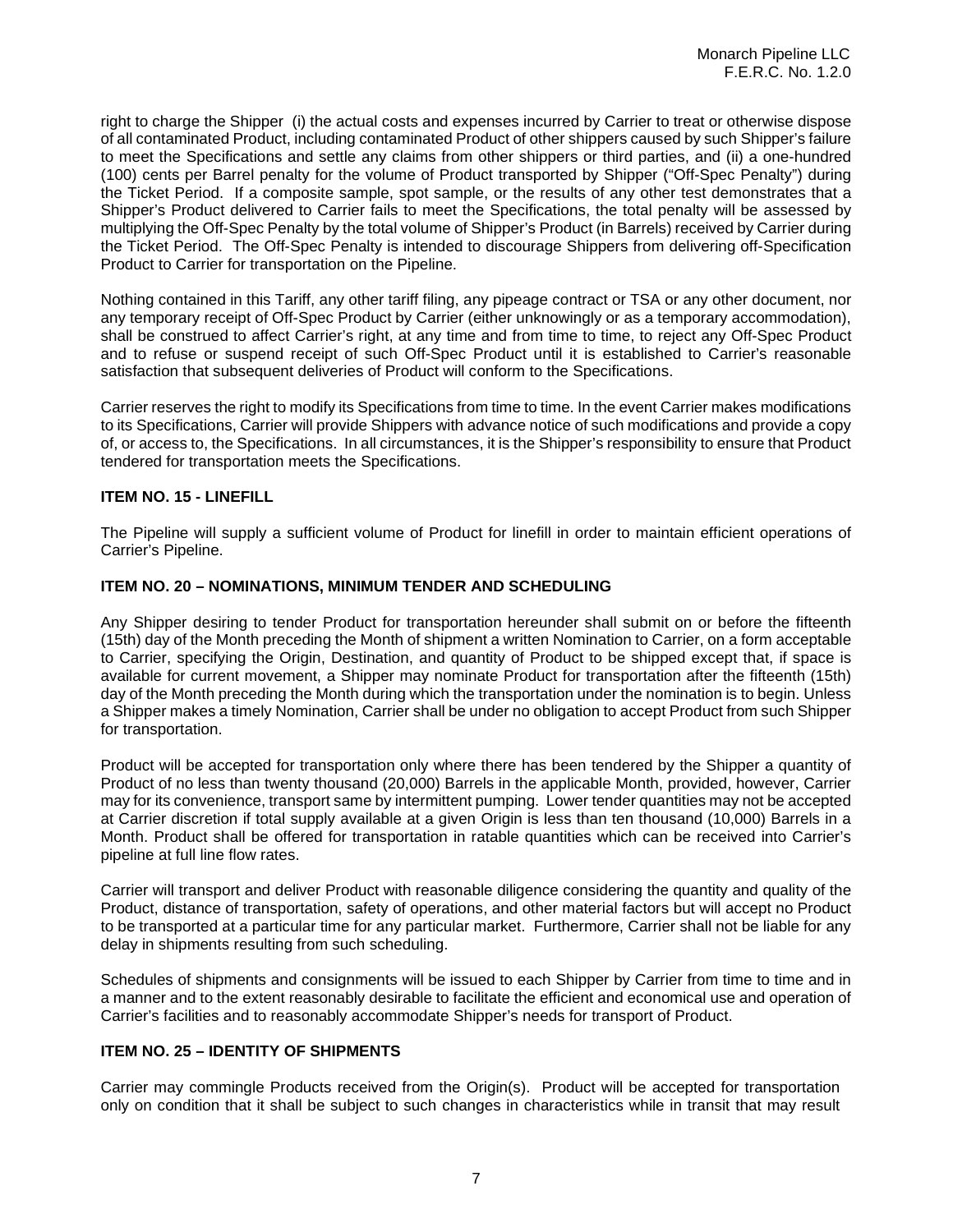right to charge the Shipper (i) the actual costs and expenses incurred by Carrier to treat or otherwise dispose of all contaminated Product, including contaminated Product of other shippers caused by such Shipper's failure to meet the Specifications and settle any claims from other shippers or third parties, and (ii) a one-hundred (100) cents per Barrel penalty for the volume of Product transported by Shipper ("Off-Spec Penalty") during the Ticket Period. If a composite sample, spot sample, or the results of any other test demonstrates that a Shipper's Product delivered to Carrier fails to meet the Specifications, the total penalty will be assessed by multiplying the Off-Spec Penalty by the total volume of Shipper's Product (in Barrels) received by Carrier during the Ticket Period. The Off-Spec Penalty is intended to discourage Shippers from delivering off-Specification Product to Carrier for transportation on the Pipeline.

Nothing contained in this Tariff, any other tariff filing, any pipeage contract or TSA or any other document, nor any temporary receipt of Off-Spec Product by Carrier (either unknowingly or as a temporary accommodation), shall be construed to affect Carrier's right, at any time and from time to time, to reject any Off-Spec Product and to refuse or suspend receipt of such Off-Spec Product until it is established to Carrier's reasonable satisfaction that subsequent deliveries of Product will conform to the Specifications.

Carrier reserves the right to modify its Specifications from time to time. In the event Carrier makes modifications to its Specifications, Carrier will provide Shippers with advance notice of such modifications and provide a copy of, or access to, the Specifications. In all circumstances, it is the Shipper's responsibility to ensure that Product tendered for transportation meets the Specifications.

### ITEM NO. 15 - LINEFILL

The Pipeline will supply a sufficient volume of Product for linefill in order to maintain efficient operations of Carrier's Pipeline.

### ITEM NO. 20 – NOMINATIONS, MINIMUM TENDER AND SCHEDULING

Any Shipper desiring to tender Product for transportation hereunder shall submit on or before the fifteenth (15th) day of the Month preceding the Month of shipment a written Nomination to Carrier, on a form acceptable to Carrier, specifying the Origin, Destination, and quantity of Product to be shipped except that, if space is available for current movement, a Shipper may nominate Product for transportation after the fifteenth (15th) day of the Month preceding the Month during which the transportation under the nomination is to begin. Unless a Shipper makes a timely Nomination, Carrier shall be under no obligation to accept Product from such Shipper for transportation.

Product will be accepted for transportation only where there has been tendered by the Shipper a quantity of Product of no less than twenty thousand (20,000) Barrels in the applicable Month, provided, however, Carrier may for its convenience, transport same by intermittent pumping. Lower tender quantities may not be accepted at Carrier discretion if total supply available at a given Origin is less than ten thousand (10,000) Barrels in a Month. Product shall be offered for transportation in ratable quantities which can be received into Carrier's pipeline at full line flow rates.

Carrier will transport and deliver Product with reasonable diligence considering the quantity and quality of the Product, distance of transportation, safety of operations, and other material factors but will accept no Product to be transported at a particular time for any particular market. Furthermore, Carrier shall not be liable for any delay in shipments resulting from such scheduling.

Schedules of shipments and consignments will be issued to each Shipper by Carrier from time to time and in a manner and to the extent reasonably desirable to facilitate the efficient and economical use and operation of Carrier's facilities and to reasonably accommodate Shipper's needs for transport of Product.

### ITEM NO. 25 – IDENTITY OF SHIPMENTS

Carrier may commingle Products received from the Origin(s). Product will be accepted for transportation only on condition that it shall be subject to such changes in characteristics while in transit that may result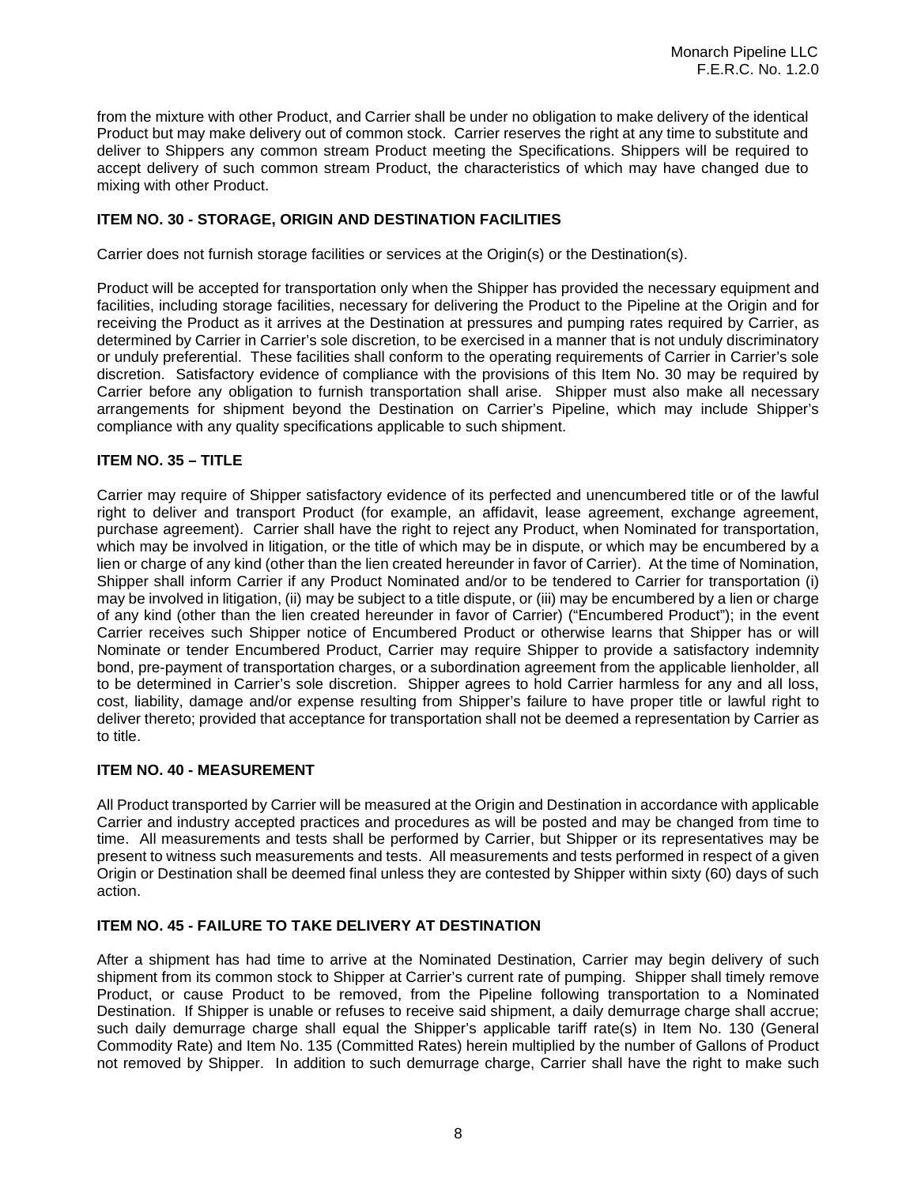from the mixture with other Product, and Carrier shall be under no obligation to make delivery of the identical Product but may make delivery out of common stock. Carrier reserves the right at any time to substitute and deliver to Shippers any common stream Product meeting the Specifications. Shippers will be required to accept delivery of such common stream Product, the characteristics of which may have changed due to mixing with other Product.

### ITEM NO. 30 - STORAGE, ORIGIN AND DESTINATION FACILITIES

Carrier does not furnish storage facilities or services at the Origin(s) or the Destination(s).

Product will be accepted for transportation only when the Shipper has provided the necessary equipment and facilities, including storage facilities, necessary for delivering the Product to the Pipeline at the Origin and for receiving the Product as it arrives at the Destination at pressures and pumping rates required by Carrier, as determined by Carrier in Carrier's sole discretion, to be exercised in a manner that is not unduly discriminatory or unduly preferential. These facilities shall conform to the operating requirements of Carrier in Carrier's sole discretion. Satisfactory evidence of compliance with the provisions of this Item No. 30 may be required by Carrier before any obligation to furnish transportation shall arise. Shipper must also make all necessary arrangements for shipment beyond the Destination on Carrier's Pipeline, which may include Shipper's compliance with any quality specifications applicable to such shipment.

### ITEM NO. 35 – TITLE

Carrier may require of Shipper satisfactory evidence of its perfected and unencumbered title or of the lawful right to deliver and transport Product (for example, an affidavit, lease agreement, exchange agreement, purchase agreement). Carrier shall have the right to reject any Product, when Nominated for transportation, which may be involved in litigation, or the title of which may be in dispute, or which may be encumbered by a lien or charge of any kind (other than the lien created hereunder in favor of Carrier). At the time of Nomination, Shipper shall inform Carrier if any Product Nominated and/or to be tendered to Carrier for transportation (i) may be involved in litigation, (ii) may be subject to a title dispute, or (iii) may be encumbered by a lien or charge of any kind (other than the lien created hereunder in favor of Carrier) ("Encumbered Product"); in the event Carrier receives such Shipper notice of Encumbered Product or otherwise learns that Shipper has or will Nominate or tender Encumbered Product, Carrier may require Shipper to provide a satisfactory indemnity bond, pre-payment of transportation charges, or a subordination agreement from the applicable lienholder, all to be determined in Carrier's sole discretion. Shipper agrees to hold Carrier harmless for any and all loss, cost, liability, damage and/or expense resulting from Shipper's failure to have proper title or lawful right to deliver thereto; provided that acceptance for transportation shall not be deemed a representation by Carrier as to title.

### ITEM NO. 40 - MEASUREMENT

All Product transported by Carrier will be measured at the Origin and Destination in accordance with applicable Carrier and industry accepted practices and procedures as will be posted and may be changed from time to time. All measurements and tests shall be performed by Carrier, but Shipper or its representatives may be present to witness such measurements and tests. All measurements and tests performed in respect of a given Origin or Destination shall be deemed final unless they are contested by Shipper within sixty (60) days of such action.

### ITEM NO. 45 - FAILURE TO TAKE DELIVERY AT DESTINATION

After a shipment has had time to arrive at the Nominated Destination, Carrier may begin delivery of such shipment from its common stock to Shipper at Carrier's current rate of pumping. Shipper shall timely remove Product, or cause Product to be removed, from the Pipeline following transportation to a Nominated Destination. If Shipper is unable or refuses to receive said shipment, a daily demurrage charge shall accrue; such daily demurrage charge shall equal the Shipper's applicable tariff rate(s) in Item No. 130 (General Commodity Rate) and Item No. 135 (Committed Rates) herein multiplied by the number of Gallons of Product not removed by Shipper. In addition to such demurrage charge, Carrier shall have the right to make such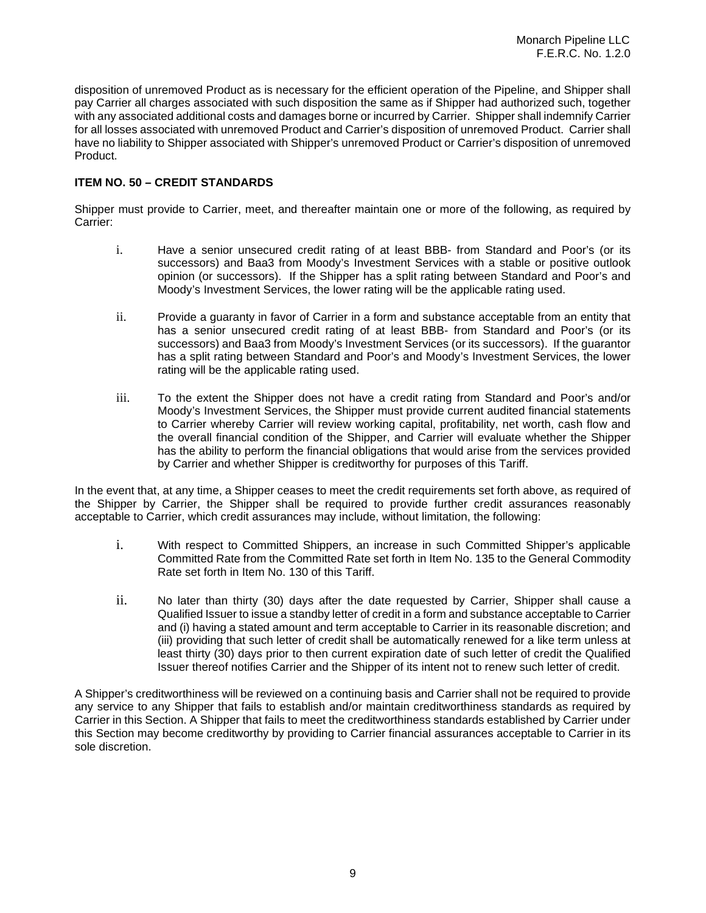disposition of unremoved Product as is necessary for the efficient operation of the Pipeline, and Shipper shall pay Carrier all charges associated with such disposition the same as if Shipper had authorized such, together with any associated additional costs and damages borne or incurred by Carrier. Shipper shall indemnify Carrier for all losses associated with unremoved Product and Carrier's disposition of unremoved Product. Carrier shall have no liability to Shipper associated with Shipper's unremoved Product or Carrier's disposition of unremoved Product.

**ITEM NO. 50 – CREDIT STANDARDS**

Shipper must provide to Carrier, meet, and thereafter maintain one or more of the following, as required by Carrier:

i. Have a senior unsecured credit rating of at least BBB- from Standard and Poor's (or its successors) and Baa3 from Moody's Investment Services with a stable or positive outlook opinion (or successors). If the Shipper has a split rating between Standard and Poor's and Moody's Investment Services, the lower rating will be the applicable rating used.

ii. Provide a guaranty in favor of Carrier in a form and substance acceptable from an entity that has a senior unsecured credit rating of at least BBB- from Standard and Poor's (or its successors) and Baa3 from Moody's Investment Services (or its successors). If the guarantor has a split rating between Standard and Poor's and Moody's Investment Services, the lower rating will be the applicable rating used.

iii. To the extent the Shipper does not have a credit rating from Standard and Poor's and/or Moody's Investment Services, the Shipper must provide current audited financial statements to Carrier whereby Carrier will review working capital, profitability, net worth, cash flow and the overall financial condition of the Shipper, and Carrier will evaluate whether the Shipper has the ability to perform the financial obligations that would arise from the services provided by Carrier and whether Shipper is creditworthy for purposes of this Tariff.

In the event that, at any time, a Shipper ceases to meet the credit requirements set forth above, as required of the Shipper by Carrier, the Shipper shall be required to provide further credit assurances reasonably acceptable to Carrier, which credit assurances may include, without limitation, the following:

i. With respect to Committed Shippers, an increase in such Committed Shipper's applicable Committed Rate from the Committed Rate set forth in Item No. 135 to the General Commodity Rate set forth in Item No. 130 of this Tariff.

ii. No later than thirty (30) days after the date requested by Carrier, Shipper shall cause a Qualified Issuer to issue a standby letter of credit in a form and substance acceptable to Carrier and (i) having a stated amount and term acceptable to Carrier in its reasonable discretion; and (iii) providing that such letter of credit shall be automatically renewed for a like term unless at least thirty (30) days prior to then current expiration date of such letter of credit the Qualified Issuer thereof notifies Carrier and the Shipper of its intent not to renew such letter of credit.

A Shipper's creditworthiness will be reviewed on a continuing basis and Carrier shall not be required to provide any service to any Shipper that fails to establish and/or maintain creditworthiness standards as required by Carrier in this Section. A Shipper that fails to meet the creditworthiness standards established by Carrier under this Section may become creditworthy by providing to Carrier financial assurances acceptable to Carrier in its sole discretion.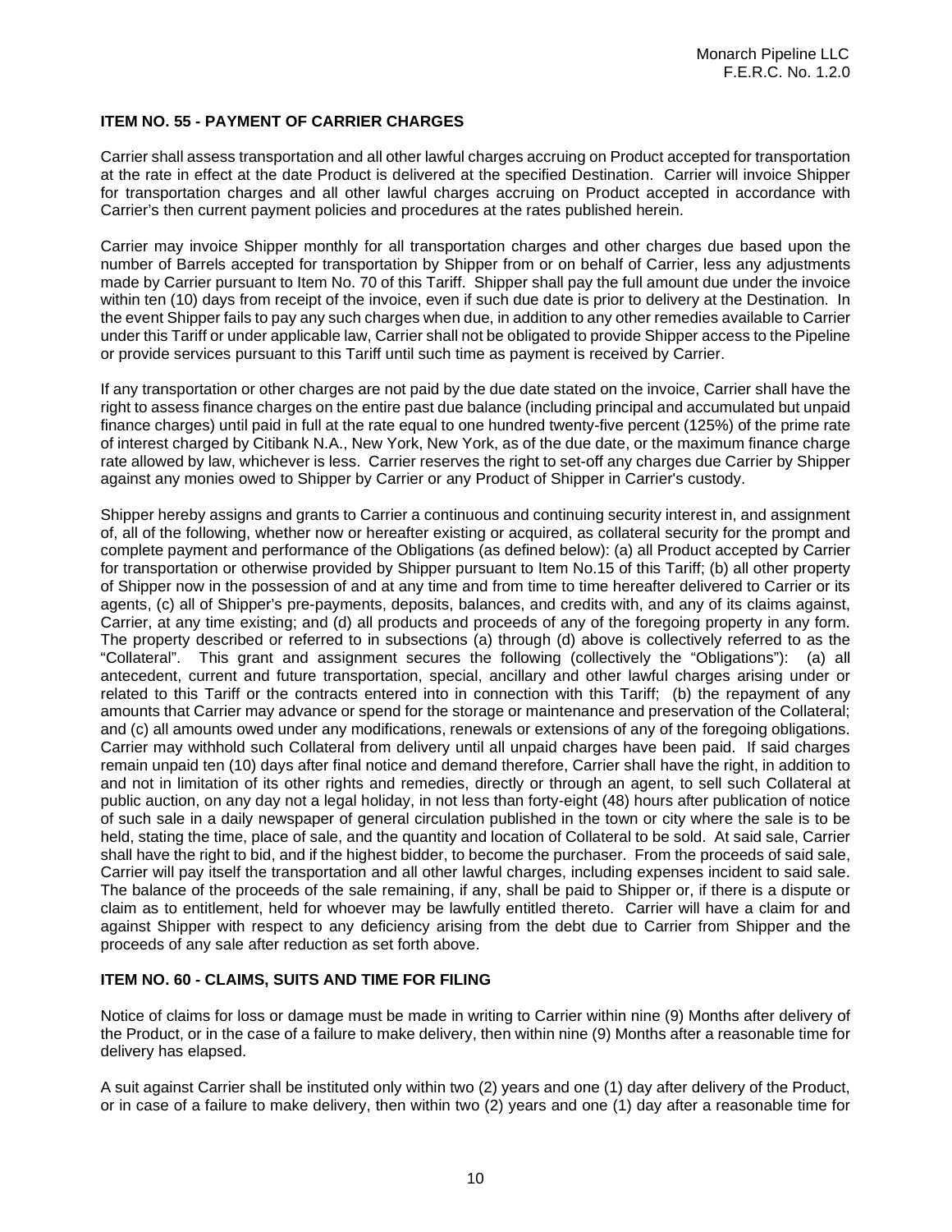### ITEM NO. 55 - PAYMENT OF CARRIER CHARGES

Carrier shall assess transportation and all other lawful charges accruing on Product accepted for transportation at the rate in effect at the date Product is delivered at the specified Destination. Carrier will invoice Shipper for transportation charges and all other lawful charges accruing on Product accepted in accordance with Carrier's then current payment policies and procedures at the rates published herein.

Carrier may invoice Shipper monthly for all transportation charges and other charges due based upon the number of Barrels accepted for transportation by Shipper from or on behalf of Carrier, less any adjustments made by Carrier pursuant to Item No. 70 of this Tariff. Shipper shall pay the full amount due under the invoice within ten (10) days from receipt of the invoice, even if such due date is prior to delivery at the Destination. In the event Shipper fails to pay any such charges when due, in addition to any other remedies available to Carrier under this Tariff or under applicable law, Carrier shall not be obligated to provide Shipper access to the Pipeline or provide services pursuant to this Tariff until such time as payment is received by Carrier.

If any transportation or other charges are not paid by the due date stated on the invoice, Carrier shall have the right to assess finance charges on the entire past due balance (including principal and accumulated but unpaid finance charges) until paid in full at the rate equal to one hundred twenty-five percent (125%) of the prime rate of interest charged by Citibank N.A., New York, New York, as of the due date, or the maximum finance charge rate allowed by law, whichever is less. Carrier reserves the right to set-off any charges due Carrier by Shipper against any monies owed to Shipper by Carrier or any Product of Shipper in Carrier's custody.

Shipper hereby assigns and grants to Carrier a continuous and continuing security interest in, and assignment of, all of the following, whether now or hereafter existing or acquired, as collateral security for the prompt and complete payment and performance of the Obligations (as defined below): (a) all Product accepted by Carrier for transportation or otherwise provided by Shipper pursuant to Item No.15 of this Tariff; (b) all other property of Shipper now in the possession of and at any time and from time to time hereafter delivered to Carrier or its agents, (c) all of Shipper's pre-payments, deposits, balances, and credits with, and any of its claims against, Carrier, at any time existing; and (d) all products and proceeds of any of the foregoing property in any form. The property described or referred to in subsections (a) through (d) above is collectively referred to as the "Collateral". This grant and assignment secures the following (collectively the "Obligations"): (a) all antecedent, current and future transportation, special, ancillary and other lawful charges arising under or related to this Tariff or the contracts entered into in connection with this Tariff; (b) the repayment of any amounts that Carrier may advance or spend for the storage or maintenance and preservation of the Collateral; and (c) all amounts owed under any modifications, renewals or extensions of any of the foregoing obligations. Carrier may withhold such Collateral from delivery until all unpaid charges have been paid. If said charges remain unpaid ten (10) days after final notice and demand therefore, Carrier shall have the right, in addition to and not in limitation of its other rights and remedies, directly or through an agent, to sell such Collateral at public auction, on any day not a legal holiday, in not less than forty-eight (48) hours after publication of notice of such sale in a daily newspaper of general circulation published in the town or city where the sale is to be held, stating the time, place of sale, and the quantity and location of Collateral to be sold. At said sale, Carrier shall have the right to bid, and if the highest bidder, to become the purchaser. From the proceeds of said sale, Carrier will pay itself the transportation and all other lawful charges, including expenses incident to said sale. The balance of the proceeds of the sale remaining, if any, shall be paid to Shipper or, if there is a dispute or claim as to entitlement, held for whoever may be lawfully entitled thereto. Carrier will have a claim for and against Shipper with respect to any deficiency arising from the debt due to Carrier from Shipper and the proceeds of any sale after reduction as set forth above.

### ITEM NO. 60 - CLAIMS, SUITS AND TIME FOR FILING

Notice of claims for loss or damage must be made in writing to Carrier within nine (9) Months after delivery of the Product, or in the case of a failure to make delivery, then within nine (9) Months after a reasonable time for delivery has elapsed.

A suit against Carrier shall be instituted only within two (2) years and one (1) day after delivery of the Product, or in case of a failure to make delivery, then within two (2) years and one (1) day after a reasonable time for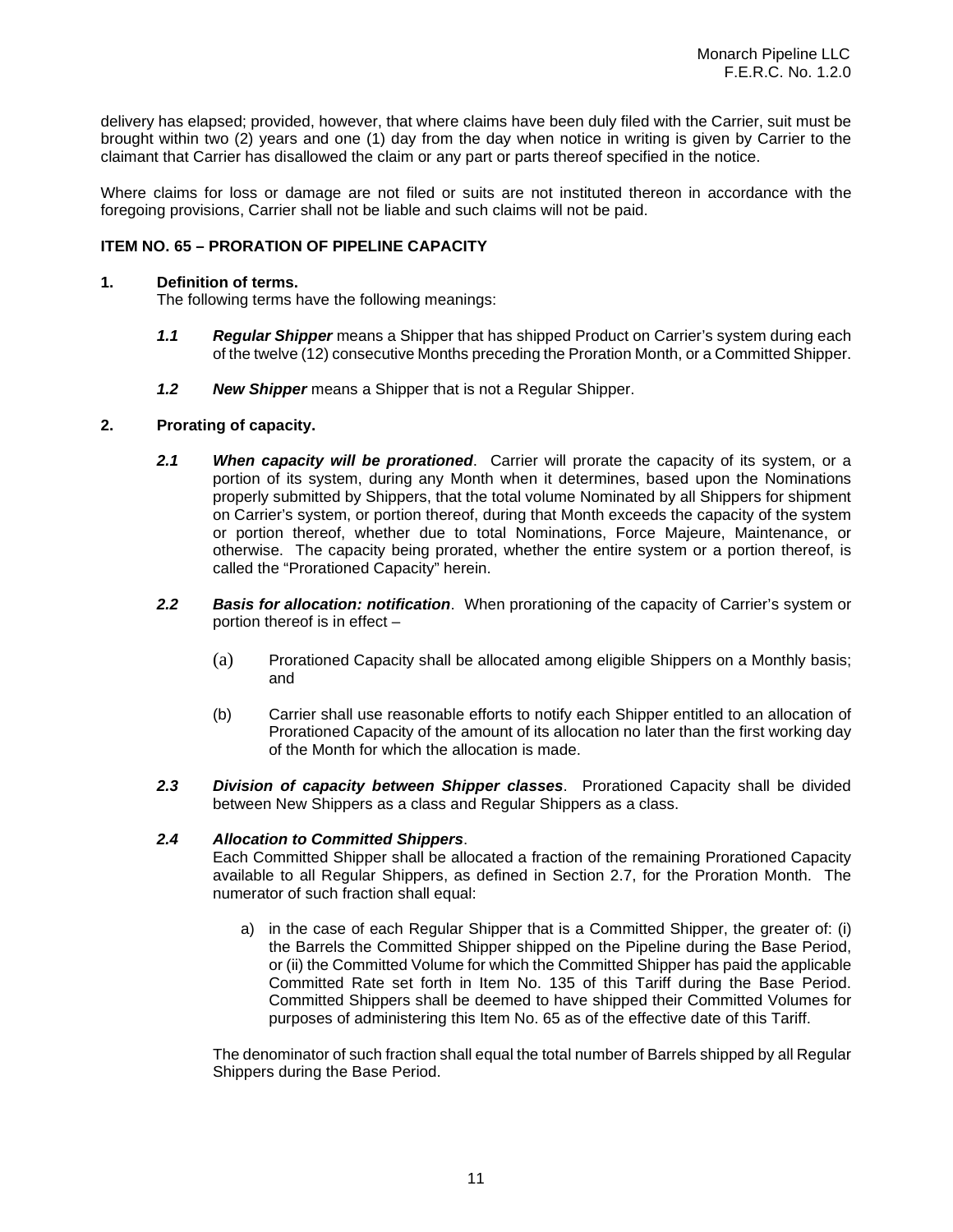delivery has elapsed; provided, however, that where claims have been duly filed with the Carrier, suit must be brought within two (2) years and one (1) day from the day when notice in writing is given by Carrier to the claimant that Carrier has disallowed the claim or any part or parts thereof specified in the notice.

Where claims for loss or damage are not filed or suits are not instituted thereon in accordance with the foregoing provisions, Carrier shall not be liable and such claims will not be paid.

### ITEM NO. 65 – PRORATION OF PIPELINE CAPACITY

**1. Definition of terms.**

The following terms have the following meanings:

***1.1*** ***Regular Shipper*** means a Shipper that has shipped Product on Carrier's system during each of the twelve (12) consecutive Months preceding the Proration Month, or a Committed Shipper.

***1.2*** ***New Shipper*** means a Shipper that is not a Regular Shipper.

**2. Prorating of capacity.**

***2.1*** ***When capacity will be prorationed***. Carrier will prorate the capacity of its system, or a portion of its system, during any Month when it determines, based upon the Nominations properly submitted by Shippers, that the total volume Nominated by all Shippers for shipment on Carrier's system, or portion thereof, during that Month exceeds the capacity of the system or portion thereof, whether due to total Nominations, Force Majeure, Maintenance, or otherwise. The capacity being prorated, whether the entire system or a portion thereof, is called the "Prorationed Capacity" herein.

***2.2*** ***Basis for allocation: notification***. When prorationing of the capacity of Carrier's system or portion thereof is in effect –

(a) Prorationed Capacity shall be allocated among eligible Shippers on a Monthly basis; and

(b) Carrier shall use reasonable efforts to notify each Shipper entitled to an allocation of Prorationed Capacity of the amount of its allocation no later than the first working day of the Month for which the allocation is made.

***2.3*** ***Division of capacity between Shipper classes***. Prorationed Capacity shall be divided between New Shippers as a class and Regular Shippers as a class.

***2.4*** ***Allocation to Committed Shippers***.

Each Committed Shipper shall be allocated a fraction of the remaining Prorationed Capacity available to all Regular Shippers, as defined in Section 2.7, for the Proration Month. The numerator of such fraction shall equal:

a) in the case of each Regular Shipper that is a Committed Shipper, the greater of: (i) the Barrels the Committed Shipper shipped on the Pipeline during the Base Period, or (ii) the Committed Volume for which the Committed Shipper has paid the applicable Committed Rate set forth in Item No. 135 of this Tariff during the Base Period. Committed Shippers shall be deemed to have shipped their Committed Volumes for purposes of administering this Item No. 65 as of the effective date of this Tariff.

The denominator of such fraction shall equal the total number of Barrels shipped by all Regular Shippers during the Base Period.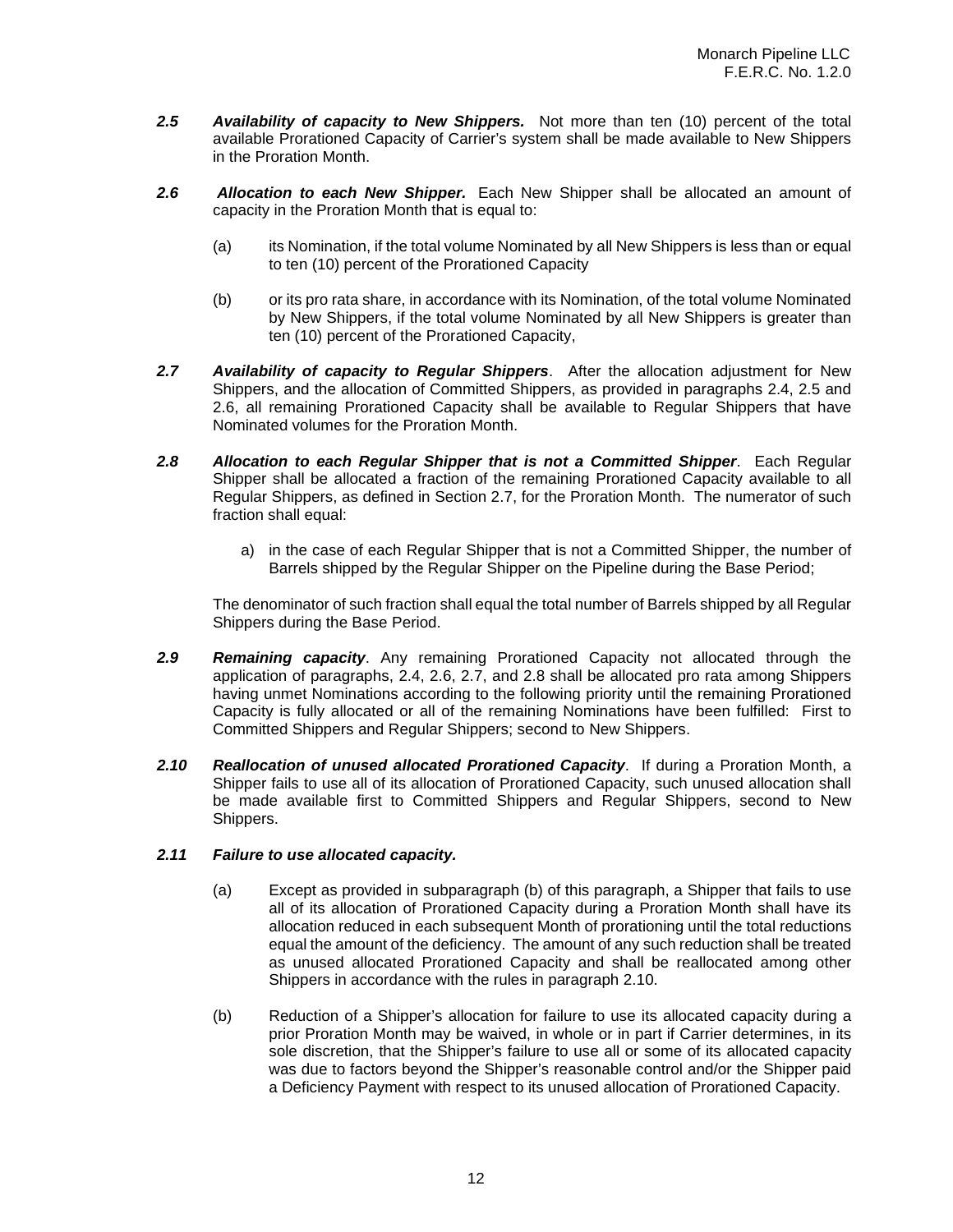**2.5** ***Availability of capacity to New Shippers.*** Not more than ten (10) percent of the total available Prorationed Capacity of Carrier's system shall be made available to New Shippers in the Proration Month.

**2.6** ***Allocation to each New Shipper.*** Each New Shipper shall be allocated an amount of capacity in the Proration Month that is equal to:

(a) its Nomination, if the total volume Nominated by all New Shippers is less than or equal to ten (10) percent of the Prorationed Capacity

(b) or its pro rata share, in accordance with its Nomination, of the total volume Nominated by New Shippers, if the total volume Nominated by all New Shippers is greater than ten (10) percent of the Prorationed Capacity,

**2.7** ***Availability of capacity to Regular Shippers***. After the allocation adjustment for New Shippers, and the allocation of Committed Shippers, as provided in paragraphs 2.4, 2.5 and 2.6, all remaining Prorationed Capacity shall be available to Regular Shippers that have Nominated volumes for the Proration Month.

**2.8** ***Allocation to each Regular Shipper that is not a Committed Shipper***. Each Regular Shipper shall be allocated a fraction of the remaining Prorationed Capacity available to all Regular Shippers, as defined in Section 2.7, for the Proration Month. The numerator of such fraction shall equal:

a) in the case of each Regular Shipper that is not a Committed Shipper, the number of Barrels shipped by the Regular Shipper on the Pipeline during the Base Period;

The denominator of such fraction shall equal the total number of Barrels shipped by all Regular Shippers during the Base Period.

**2.9** ***Remaining capacity***. Any remaining Prorationed Capacity not allocated through the application of paragraphs, 2.4, 2.6, 2.7, and 2.8 shall be allocated pro rata among Shippers having unmet Nominations according to the following priority until the remaining Prorationed Capacity is fully allocated or all of the remaining Nominations have been fulfilled: First to Committed Shippers and Regular Shippers; second to New Shippers.

**2.10** ***Reallocation of unused allocated Prorationed Capacity***. If during a Proration Month, a Shipper fails to use all of its allocation of Prorationed Capacity, such unused allocation shall be made available first to Committed Shippers and Regular Shippers, second to New Shippers.

**2.11** ***Failure to use allocated capacity.***

(a) Except as provided in subparagraph (b) of this paragraph, a Shipper that fails to use all of its allocation of Prorationed Capacity during a Proration Month shall have its allocation reduced in each subsequent Month of prorationing until the total reductions equal the amount of the deficiency. The amount of any such reduction shall be treated as unused allocated Prorationed Capacity and shall be reallocated among other Shippers in accordance with the rules in paragraph 2.10.

(b) Reduction of a Shipper's allocation for failure to use its allocated capacity during a prior Proration Month may be waived, in whole or in part if Carrier determines, in its sole discretion, that the Shipper's failure to use all or some of its allocated capacity was due to factors beyond the Shipper's reasonable control and/or the Shipper paid a Deficiency Payment with respect to its unused allocation of Prorationed Capacity.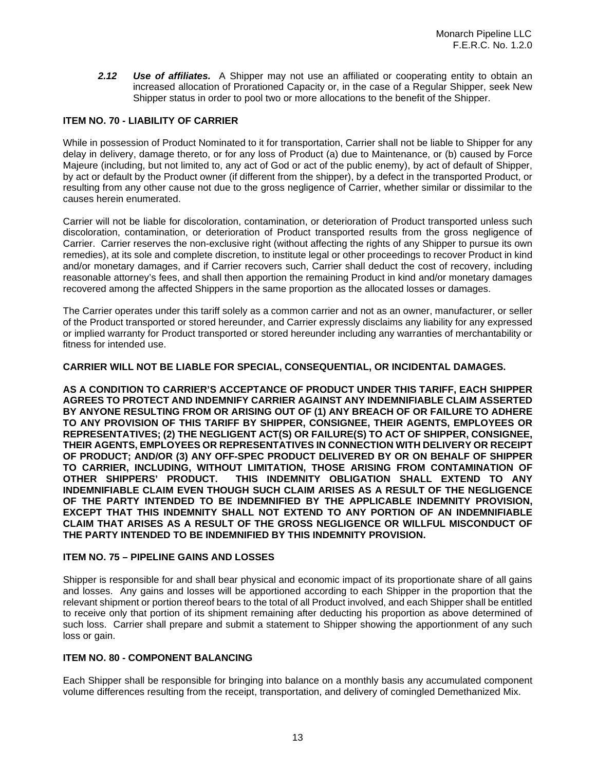***2.12 Use of affiliates.*** A Shipper may not use an affiliated or cooperating entity to obtain an increased allocation of Prorationed Capacity or, in the case of a Regular Shipper, seek New Shipper status in order to pool two or more allocations to the benefit of the Shipper.

### ITEM NO. 70 - LIABILITY OF CARRIER

While in possession of Product Nominated to it for transportation, Carrier shall not be liable to Shipper for any delay in delivery, damage thereto, or for any loss of Product (a) due to Maintenance, or (b) caused by Force Majeure (including, but not limited to, any act of God or act of the public enemy), by act of default of Shipper, by act or default by the Product owner (if different from the shipper), by a defect in the transported Product, or resulting from any other cause not due to the gross negligence of Carrier, whether similar or dissimilar to the causes herein enumerated.

Carrier will not be liable for discoloration, contamination, or deterioration of Product transported unless such discoloration, contamination, or deterioration of Product transported results from the gross negligence of Carrier. Carrier reserves the non-exclusive right (without affecting the rights of any Shipper to pursue its own remedies), at its sole and complete discretion, to institute legal or other proceedings to recover Product in kind and/or monetary damages, and if Carrier recovers such, Carrier shall deduct the cost of recovery, including reasonable attorney's fees, and shall then apportion the remaining Product in kind and/or monetary damages recovered among the affected Shippers in the same proportion as the allocated losses or damages.

The Carrier operates under this tariff solely as a common carrier and not as an owner, manufacturer, or seller of the Product transported or stored hereunder, and Carrier expressly disclaims any liability for any expressed or implied warranty for Product transported or stored hereunder including any warranties of merchantability or fitness for intended use.

**CARRIER WILL NOT BE LIABLE FOR SPECIAL, CONSEQUENTIAL, OR INCIDENTAL DAMAGES.**

**AS A CONDITION TO CARRIER'S ACCEPTANCE OF PRODUCT UNDER THIS TARIFF, EACH SHIPPER AGREES TO PROTECT AND INDEMNIFY CARRIER AGAINST ANY INDEMNIFIABLE CLAIM ASSERTED BY ANYONE RESULTING FROM OR ARISING OUT OF (1) ANY BREACH OF OR FAILURE TO ADHERE TO ANY PROVISION OF THIS TARIFF BY SHIPPER, CONSIGNEE, THEIR AGENTS, EMPLOYEES OR REPRESENTATIVES; (2) THE NEGLIGENT ACT(S) OR FAILURE(S) TO ACT OF SHIPPER, CONSIGNEE, THEIR AGENTS, EMPLOYEES OR REPRESENTATIVES IN CONNECTION WITH DELIVERY OR RECEIPT OF PRODUCT; AND/OR (3) ANY OFF-SPEC PRODUCT DELIVERED BY OR ON BEHALF OF SHIPPER TO CARRIER, INCLUDING, WITHOUT LIMITATION, THOSE ARISING FROM CONTAMINATION OF OTHER SHIPPERS' PRODUCT. THIS INDEMNITY OBLIGATION SHALL EXTEND TO ANY INDEMNIFIABLE CLAIM EVEN THOUGH SUCH CLAIM ARISES AS A RESULT OF THE NEGLIGENCE OF THE PARTY INTENDED TO BE INDEMNIFIED BY THE APPLICABLE INDEMNITY PROVISION, EXCEPT THAT THIS INDEMNITY SHALL NOT EXTEND TO ANY PORTION OF AN INDEMNIFIABLE CLAIM THAT ARISES AS A RESULT OF THE GROSS NEGLIGENCE OR WILLFUL MISCONDUCT OF THE PARTY INTENDED TO BE INDEMNIFIED BY THIS INDEMNITY PROVISION.**

### ITEM NO. 75 – PIPELINE GAINS AND LOSSES

Shipper is responsible for and shall bear physical and economic impact of its proportionate share of all gains and losses. Any gains and losses will be apportioned according to each Shipper in the proportion that the relevant shipment or portion thereof bears to the total of all Product involved, and each Shipper shall be entitled to receive only that portion of its shipment remaining after deducting his proportion as above determined of such loss. Carrier shall prepare and submit a statement to Shipper showing the apportionment of any such loss or gain.

### ITEM NO. 80 - COMPONENT BALANCING

Each Shipper shall be responsible for bringing into balance on a monthly basis any accumulated component volume differences resulting from the receipt, transportation, and delivery of comingled Demethanized Mix.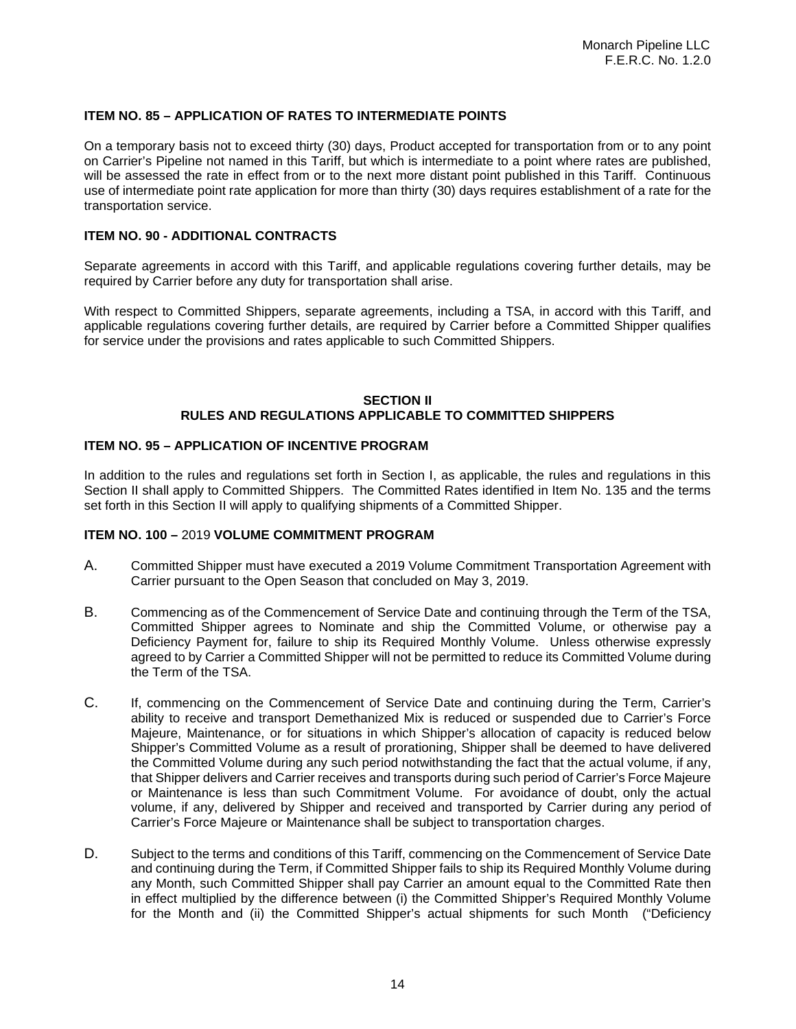**ITEM NO. 85 – APPLICATION OF RATES TO INTERMEDIATE POINTS**

On a temporary basis not to exceed thirty (30) days, Product accepted for transportation from or to any point on Carrier's Pipeline not named in this Tariff, but which is intermediate to a point where rates are published, will be assessed the rate in effect from or to the next more distant point published in this Tariff. Continuous use of intermediate point rate application for more than thirty (30) days requires establishment of a rate for the transportation service.

**ITEM NO. 90 - ADDITIONAL CONTRACTS**

Separate agreements in accord with this Tariff, and applicable regulations covering further details, may be required by Carrier before any duty for transportation shall arise.

With respect to Committed Shippers, separate agreements, including a TSA, in accord with this Tariff, and applicable regulations covering further details, are required by Carrier before a Committed Shipper qualifies for service under the provisions and rates applicable to such Committed Shippers.

## SECTION II
## RULES AND REGULATIONS APPLICABLE TO COMMITTED SHIPPERS

**ITEM NO. 95 – APPLICATION OF INCENTIVE PROGRAM**

In addition to the rules and regulations set forth in Section I, as applicable, the rules and regulations in this Section II shall apply to Committed Shippers. The Committed Rates identified in Item No. 135 and the terms set forth in this Section II will apply to qualifying shipments of a Committed Shipper.

**ITEM NO. 100 –** 2019 **VOLUME COMMITMENT PROGRAM**

A. Committed Shipper must have executed a 2019 Volume Commitment Transportation Agreement with Carrier pursuant to the Open Season that concluded on May 3, 2019.

B. Commencing as of the Commencement of Service Date and continuing through the Term of the TSA, Committed Shipper agrees to Nominate and ship the Committed Volume, or otherwise pay a Deficiency Payment for, failure to ship its Required Monthly Volume. Unless otherwise expressly agreed to by Carrier a Committed Shipper will not be permitted to reduce its Committed Volume during the Term of the TSA.

C. If, commencing on the Commencement of Service Date and continuing during the Term, Carrier's ability to receive and transport Demethanized Mix is reduced or suspended due to Carrier's Force Majeure, Maintenance, or for situations in which Shipper's allocation of capacity is reduced below Shipper's Committed Volume as a result of prorationing, Shipper shall be deemed to have delivered the Committed Volume during any such period notwithstanding the fact that the actual volume, if any, that Shipper delivers and Carrier receives and transports during such period of Carrier's Force Majeure or Maintenance is less than such Commitment Volume. For avoidance of doubt, only the actual volume, if any, delivered by Shipper and received and transported by Carrier during any period of Carrier's Force Majeure or Maintenance shall be subject to transportation charges.

D. Subject to the terms and conditions of this Tariff, commencing on the Commencement of Service Date and continuing during the Term, if Committed Shipper fails to ship its Required Monthly Volume during any Month, such Committed Shipper shall pay Carrier an amount equal to the Committed Rate then in effect multiplied by the difference between (i) the Committed Shipper's Required Monthly Volume for the Month and (ii) the Committed Shipper's actual shipments for such Month ("Deficiency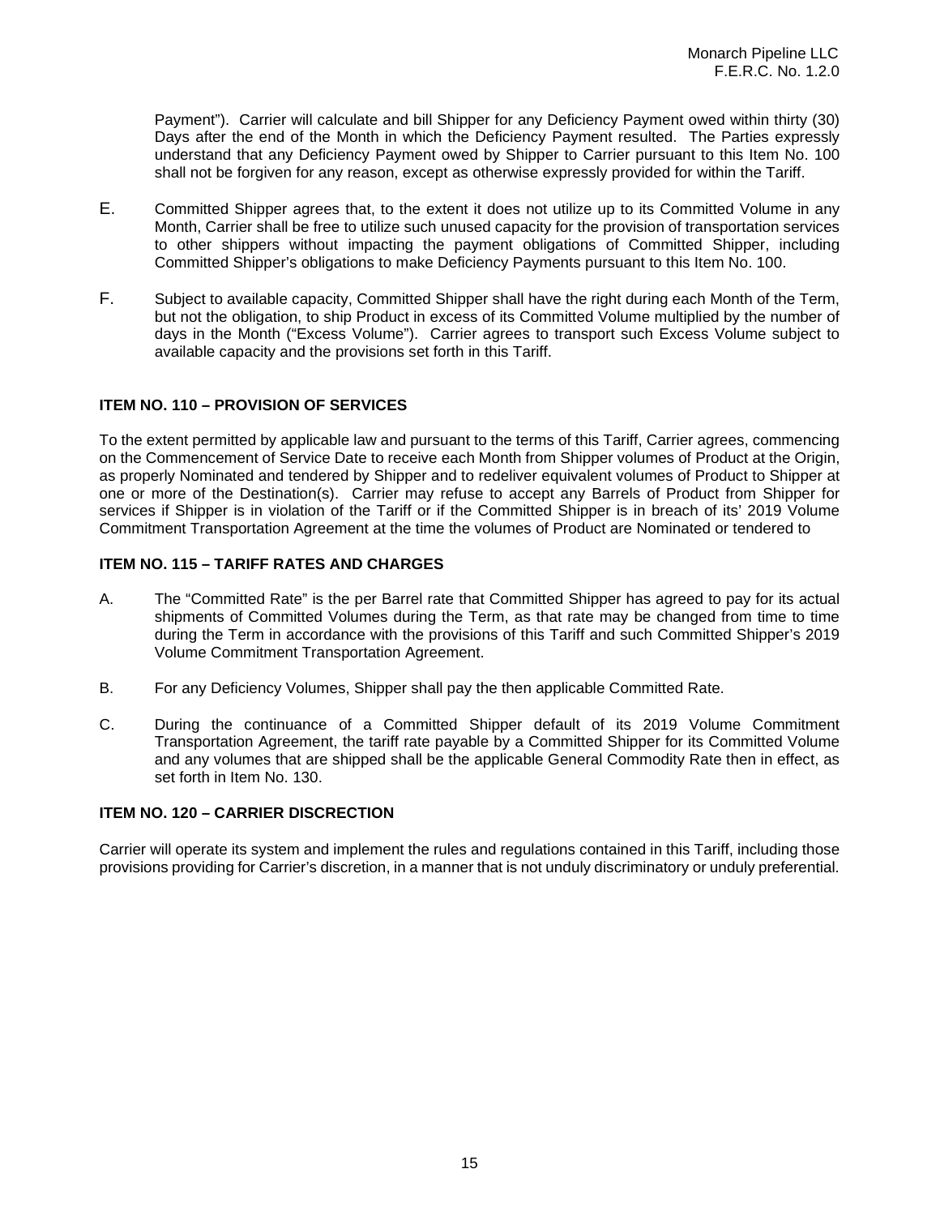Payment"). Carrier will calculate and bill Shipper for any Deficiency Payment owed within thirty (30) Days after the end of the Month in which the Deficiency Payment resulted. The Parties expressly understand that any Deficiency Payment owed by Shipper to Carrier pursuant to this Item No. 100 shall not be forgiven for any reason, except as otherwise expressly provided for within the Tariff.

E. Committed Shipper agrees that, to the extent it does not utilize up to its Committed Volume in any Month, Carrier shall be free to utilize such unused capacity for the provision of transportation services to other shippers without impacting the payment obligations of Committed Shipper, including Committed Shipper's obligations to make Deficiency Payments pursuant to this Item No. 100.

F. Subject to available capacity, Committed Shipper shall have the right during each Month of the Term, but not the obligation, to ship Product in excess of its Committed Volume multiplied by the number of days in the Month ("Excess Volume"). Carrier agrees to transport such Excess Volume subject to available capacity and the provisions set forth in this Tariff.

### ITEM NO. 110 – PROVISION OF SERVICES

To the extent permitted by applicable law and pursuant to the terms of this Tariff, Carrier agrees, commencing on the Commencement of Service Date to receive each Month from Shipper volumes of Product at the Origin, as properly Nominated and tendered by Shipper and to redeliver equivalent volumes of Product to Shipper at one or more of the Destination(s). Carrier may refuse to accept any Barrels of Product from Shipper for services if Shipper is in violation of the Tariff or if the Committed Shipper is in breach of its' 2019 Volume Commitment Transportation Agreement at the time the volumes of Product are Nominated or tendered to

### ITEM NO. 115 – TARIFF RATES AND CHARGES

A. The "Committed Rate" is the per Barrel rate that Committed Shipper has agreed to pay for its actual shipments of Committed Volumes during the Term, as that rate may be changed from time to time during the Term in accordance with the provisions of this Tariff and such Committed Shipper's 2019 Volume Commitment Transportation Agreement.

B. For any Deficiency Volumes, Shipper shall pay the then applicable Committed Rate.

C. During the continuance of a Committed Shipper default of its 2019 Volume Commitment Transportation Agreement, the tariff rate payable by a Committed Shipper for its Committed Volume and any volumes that are shipped shall be the applicable General Commodity Rate then in effect, as set forth in Item No. 130.

### ITEM NO. 120 – CARRIER DISCRETION

Carrier will operate its system and implement the rules and regulations contained in this Tariff, including those provisions providing for Carrier's discretion, in a manner that is not unduly discriminatory or unduly preferential.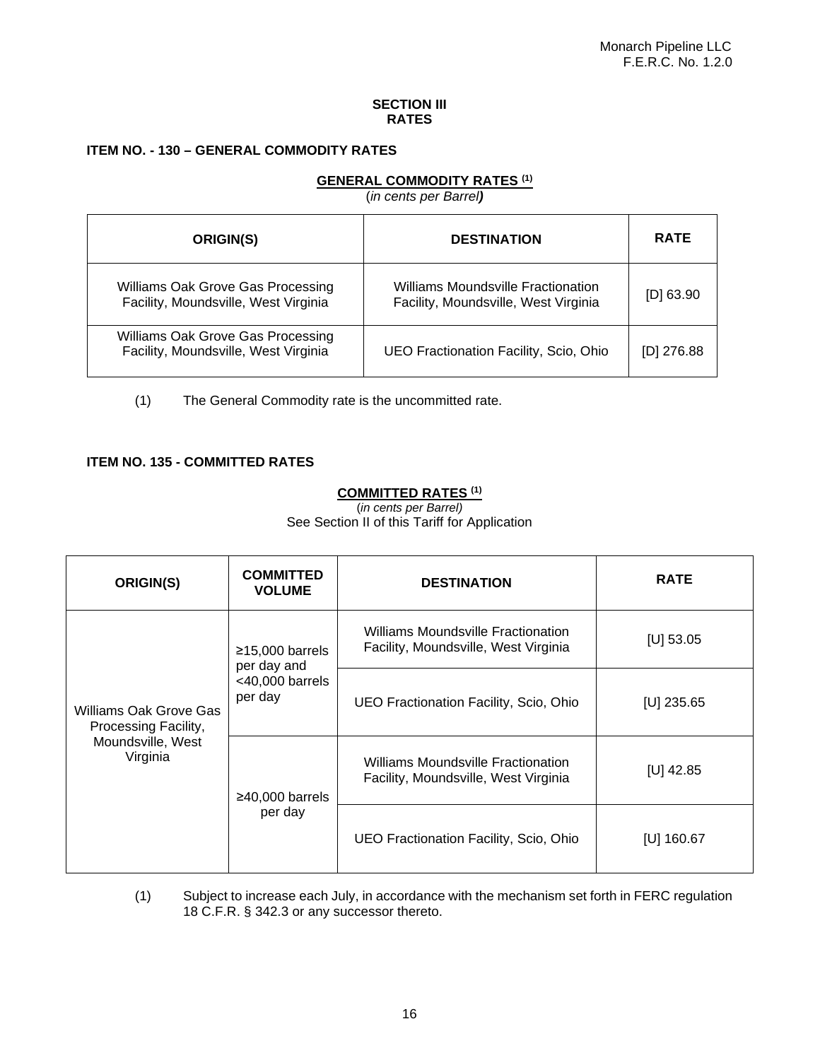## SECTION III
## RATES

### ITEM NO. - 130 – GENERAL COMMODITY RATES

**GENERAL COMMODITY RATES (1)**
(*in cents per Barrel)*

| ORIGIN(S) | DESTINATION | RATE |
|---|---|---|
| Williams Oak Grove Gas Processing Facility, Moundsville, West Virginia | Williams Moundsville Fractionation Facility, Moundsville, West Virginia | [D] 63.90 |
| Williams Oak Grove Gas Processing Facility, Moundsville, West Virginia | UEO Fractionation Facility, Scio, Ohio | [D] 276.88 |

(1) The General Commodity rate is the uncommitted rate.

### ITEM NO. 135 - COMMITTED RATES

**COMMITTED RATES (1)**
(*in cents per Barrel)*
See Section II of this Tariff for Application

| ORIGIN(S) | COMMITTED VOLUME | DESTINATION | RATE |
|---|---|---|---|
| Williams Oak Grove Gas Processing Facility, Moundsville, West Virginia | ≥15,000 barrels per day and <40,000 barrels per day | Williams Moundsville Fractionation Facility, Moundsville, West Virginia | [U] 53.05 |
| | | UEO Fractionation Facility, Scio, Ohio | [U] 235.65 |
| | ≥40,000 barrels per day | Williams Moundsville Fractionation Facility, Moundsville, West Virginia | [U] 42.85 |
| | | UEO Fractionation Facility, Scio, Ohio | [U] 160.67 |

(1) Subject to increase each July, in accordance with the mechanism set forth in FERC regulation 18 C.F.R. § 342.3 or any successor thereto.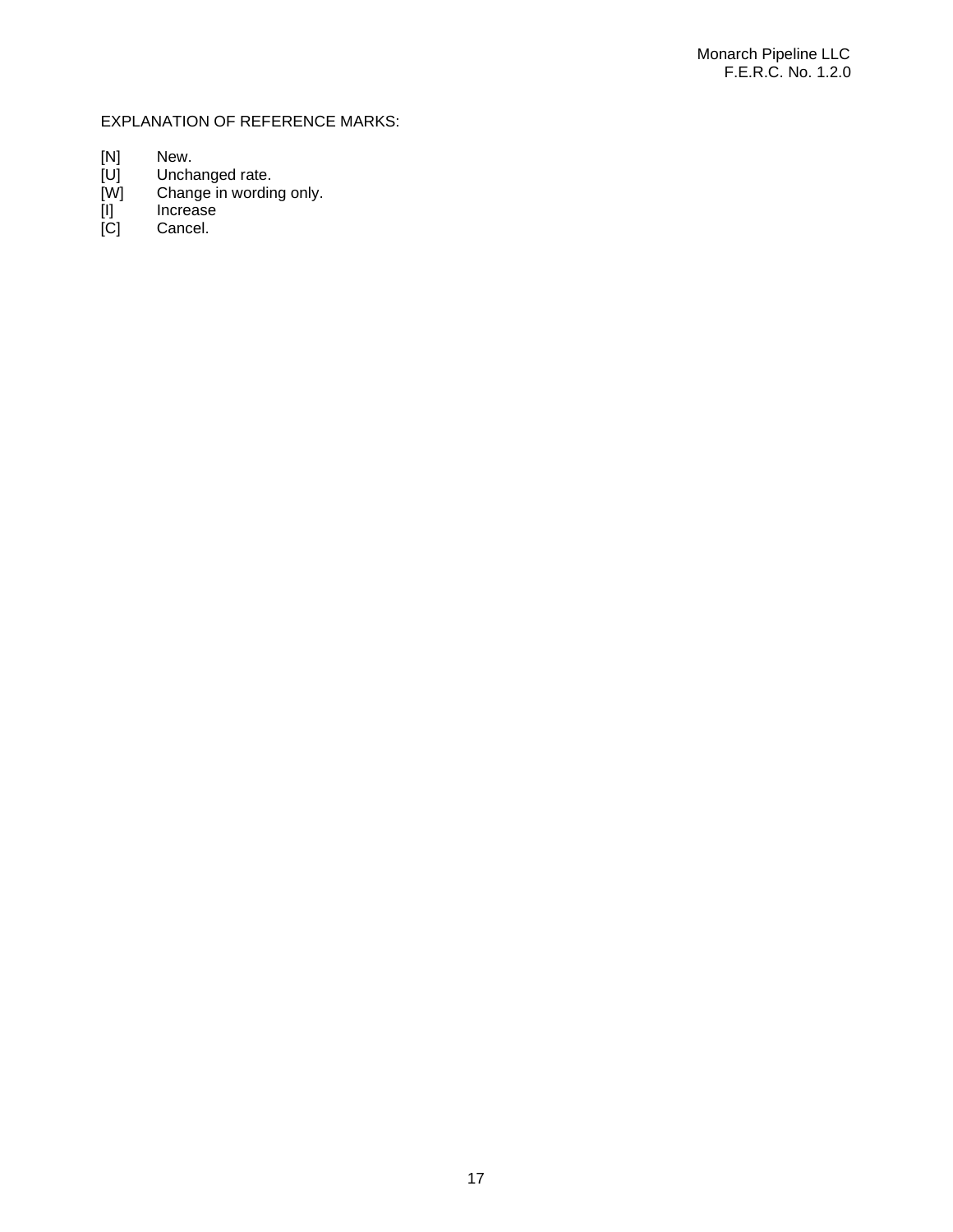EXPLANATION OF REFERENCE MARKS:

[N] New.
[U] Unchanged rate.
[W] Change in wording only.
[I] Increase
[C] Cancel.